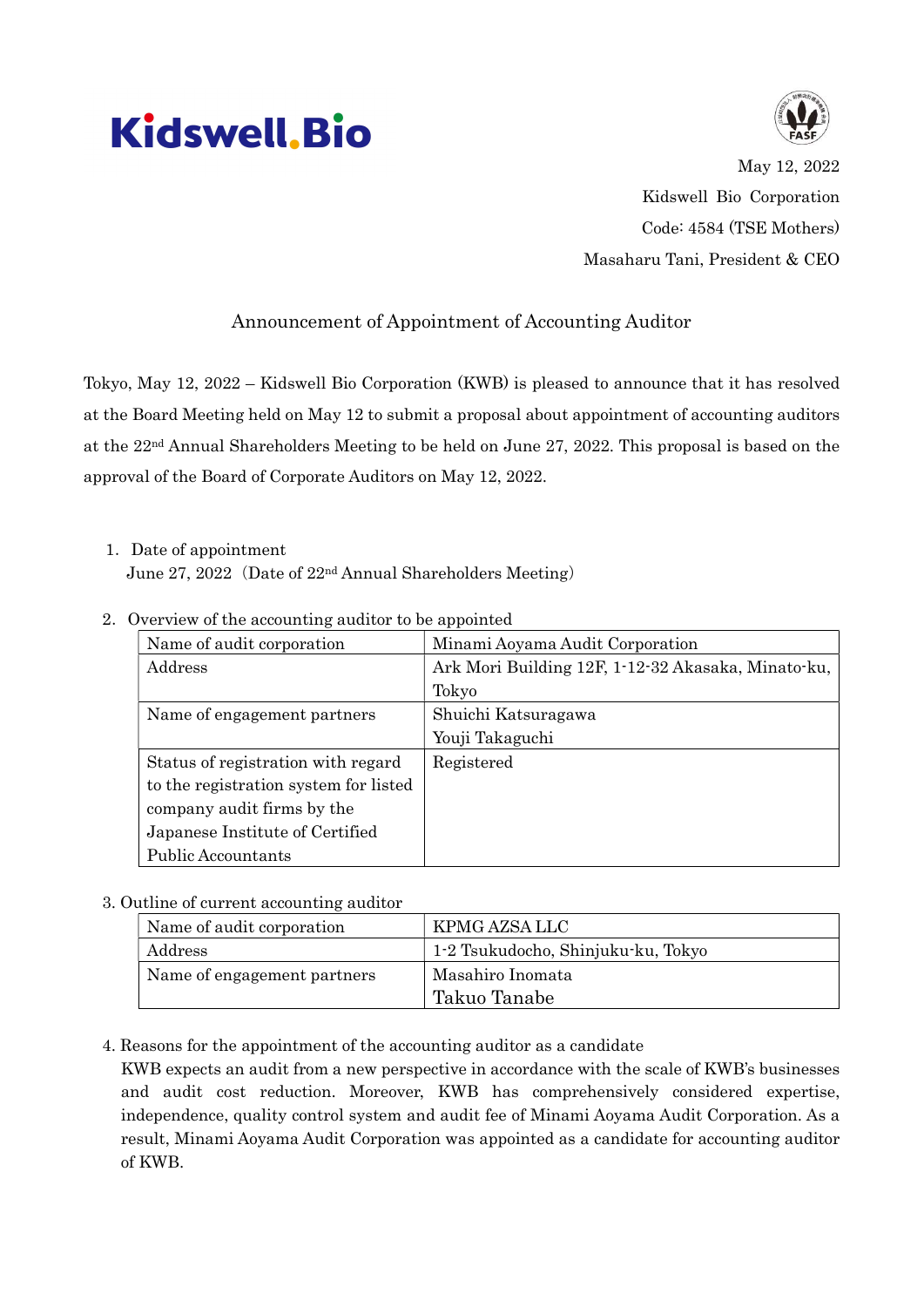Kidswell.Bio

May 12, 2022

Kidswell Bio Corporation

Code: 4584 (TSE Mothers)

Masaharu Tani, President & CEO

## Announcement of Appointment of Accounting Auditor

Tokyo, May 12, 2022 – Kidswell Bio Corporation (KWB) is pleased to announce that it has resolved at the Board Meeting held on May 12 to submit a proposal about appointment of accounting auditors at the 22nd Annual Shareholders Meeting to be held on June 27, 2022. This proposal is based on the approval of the Board of Corporate Auditors on May 12, 2022.

1. Date of appointment
   June 27, 2022（Date of 22nd Annual Shareholders Meeting）

2. Overview of the accounting auditor to be appointed

| Name of audit corporation | Minami Aoyama Audit Corporation |
|---|---|
| Address | Ark Mori Building 12F, 1-12-32 Akasaka, Minato-ku, Tokyo |
| Name of engagement partners | Shuichi Katsuragawa<br>Youji Takaguchi |
| Status of registration with regard to the registration system for listed company audit firms by the Japanese Institute of Certified Public Accountants | Registered |

3. Outline of current accounting auditor

| Name of audit corporation | KPMG AZSA LLC |
|---|---|
| Address | 1-2 Tsukudocho, Shinjuku-ku, Tokyo |
| Name of engagement partners | Masahiro Inomata<br>Takuo Tanabe |

4. Reasons for the appointment of the accounting auditor as a candidate
   KWB expects an audit from a new perspective in accordance with the scale of KWB's businesses and audit cost reduction. Moreover, KWB has comprehensively considered expertise, independence, quality control system and audit fee of Minami Aoyama Audit Corporation. As a result, Minami Aoyama Audit Corporation was appointed as a candidate for accounting auditor of KWB.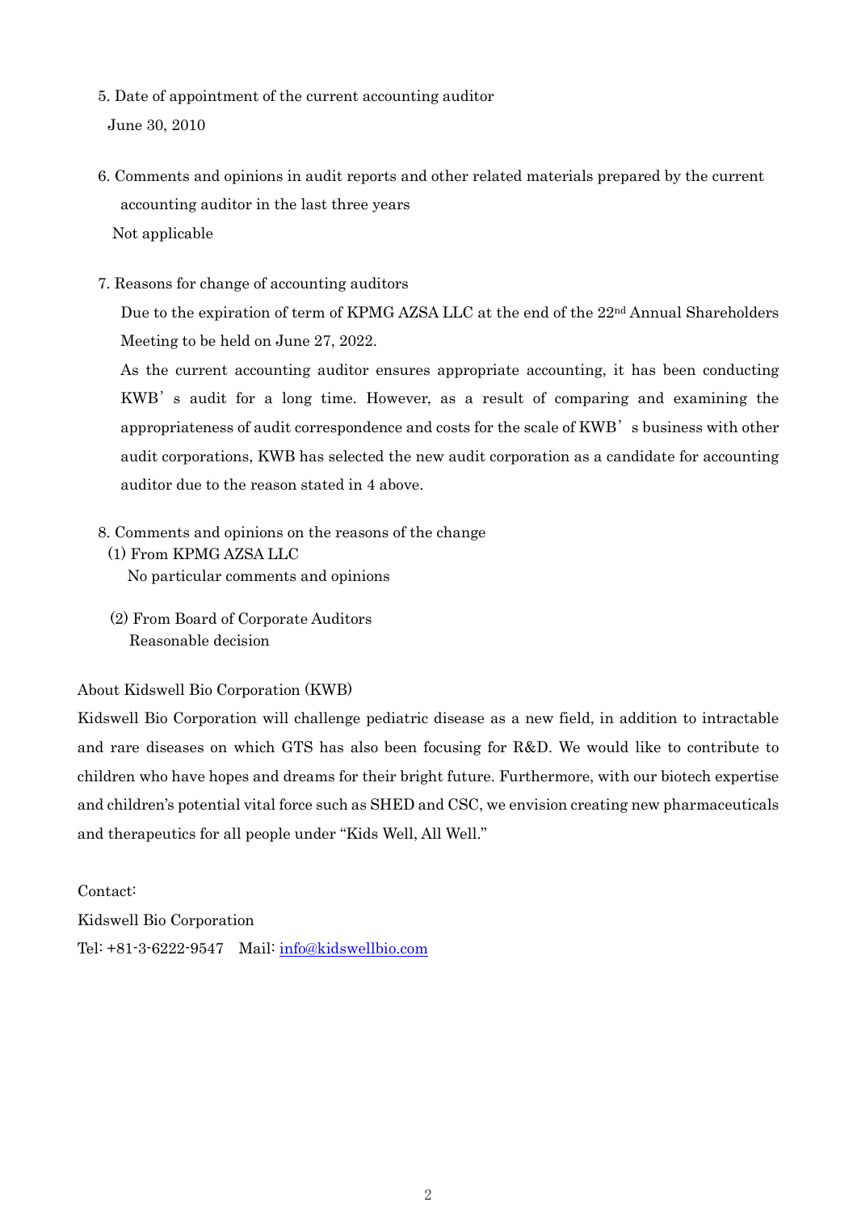5. Date of appointment of the current accounting auditor

June 30, 2010

6. Comments and opinions in audit reports and other related materials prepared by the current accounting auditor in the last three years

Not applicable

7. Reasons for change of accounting auditors

Due to the expiration of term of KPMG AZSA LLC at the end of the 22nd Annual Shareholders Meeting to be held on June 27, 2022.

As the current accounting auditor ensures appropriate accounting, it has been conducting KWB's audit for a long time. However, as a result of comparing and examining the appropriateness of audit correspondence and costs for the scale of KWB's business with other audit corporations, KWB has selected the new audit corporation as a candidate for accounting auditor due to the reason stated in 4 above.

8. Comments and opinions on the reasons of the change

(1) From KPMG AZSA LLC

No particular comments and opinions

(2) From Board of Corporate Auditors

Reasonable decision

About Kidswell Bio Corporation (KWB)

Kidswell Bio Corporation will challenge pediatric disease as a new field, in addition to intractable and rare diseases on which GTS has also been focusing for R&D. We would like to contribute to children who have hopes and dreams for their bright future. Furthermore, with our biotech expertise and children's potential vital force such as SHED and CSC, we envision creating new pharmaceuticals and therapeutics for all people under "Kids Well, All Well."

Contact:

Kidswell Bio Corporation

Tel: +81-3-6222-9547　Mail: info@kidswellbio.com